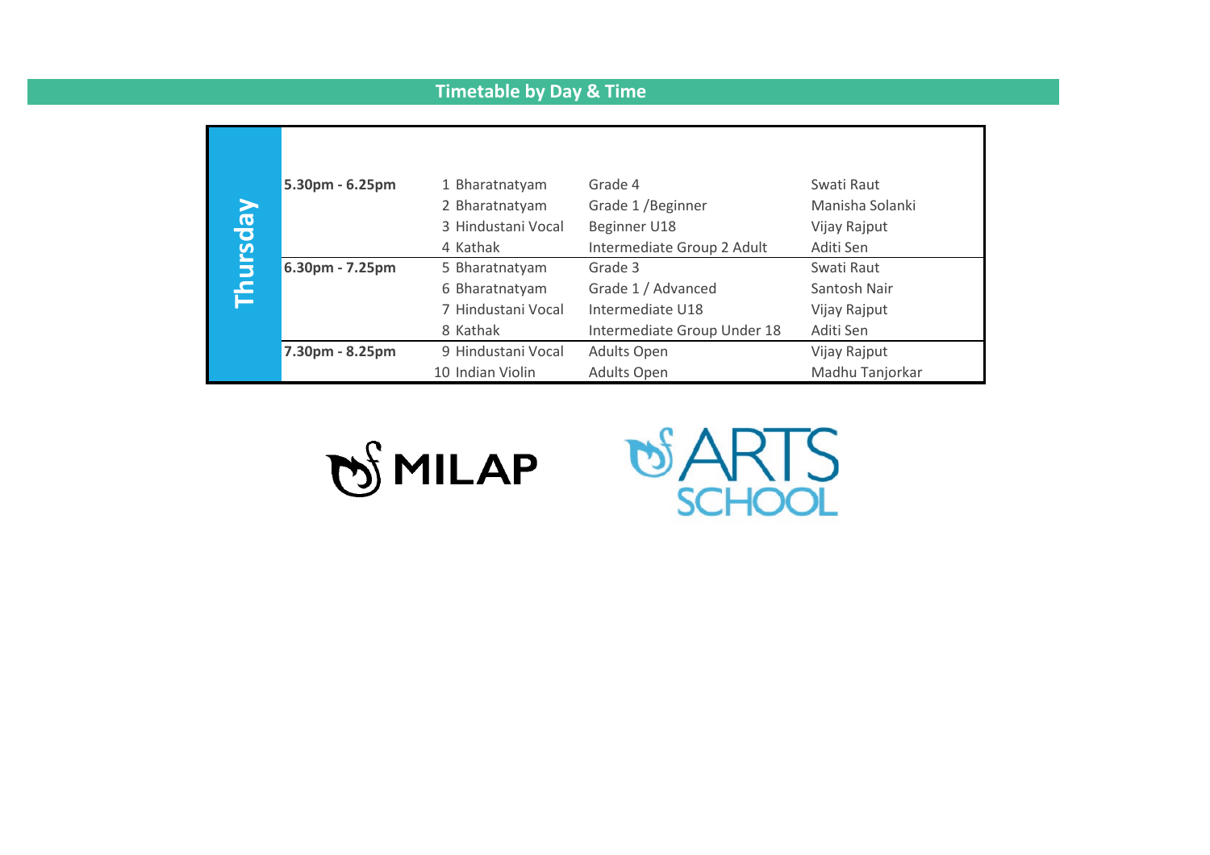## Timetable by Day & Time

| Day | Time | No. | Class | Level | Teacher |
|---|---|---|---|---|---|
| Thursday | 5.30pm - 6.25pm | 1 | Bharatnatyam | Grade 4 | Swati Raut |
| | | 2 | Bharatnatyam | Grade 1 /Beginner | Manisha Solanki |
| | | 3 | Hindustani Vocal | Beginner U18 | Vijay Rajput |
| | | 4 | Kathak | Intermediate Group 2 Adult | Aditi Sen |
| | 6.30pm - 7.25pm | 5 | Bharatnatyam | Grade 3 | Swati Raut |
| | | 6 | Bharatnatyam | Grade 1 / Advanced | Santosh Nair |
| | | 7 | Hindustani Vocal | Intermediate U18 | Vijay Rajput |
| | | 8 | Kathak | Intermediate Group Under 18 | Aditi Sen |
| | 7.30pm - 8.25pm | 9 | Hindustani Vocal | Adults Open | Vijay Rajput |
| | | 10 | Indian Violin | Adults Open | Madhu Tanjorkar |

MILAP

ARTS SCHOOL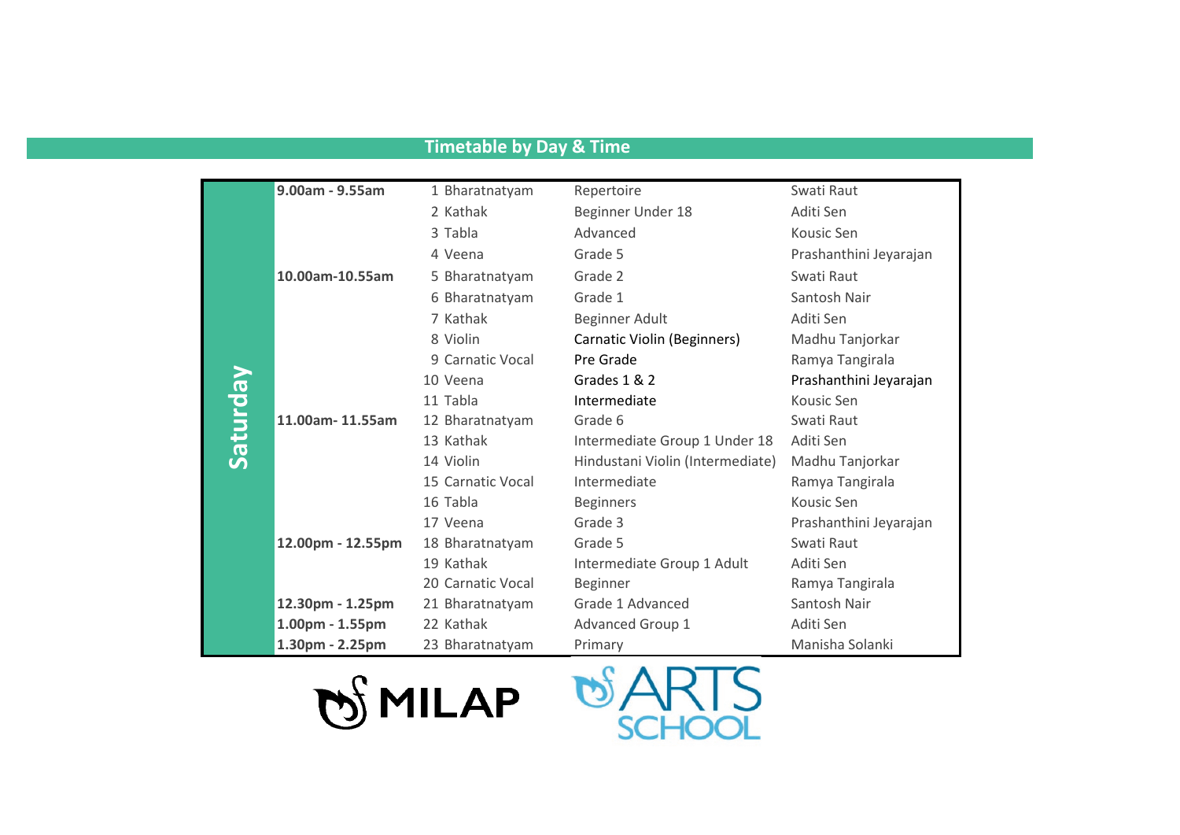## Timetable by Day & Time

| | | | | | |
|---|---|---|---|---|---|
| Saturday | 9.00am - 9.55am | 1 | Bharatnatyam | Repertoire | Swati Raut |
| | | 2 | Kathak | Beginner Under 18 | Aditi Sen |
| | | 3 | Tabla | Advanced | Kousic Sen |
| | | 4 | Veena | Grade 5 | Prashanthini Jeyarajan |
| | 10.00am-10.55am | 5 | Bharatnatyam | Grade 2 | Swati Raut |
| | | 6 | Bharatnatyam | Grade 1 | Santosh Nair |
| | | 7 | Kathak | Beginner Adult | Aditi Sen |
| | | 8 | Violin | Carnatic Violin (Beginners) | Madhu Tanjorkar |
| | | 9 | Carnatic Vocal | Pre Grade | Ramya Tangirala |
| | | 10 | Veena | Grades 1 & 2 | Prashanthini Jeyarajan |
| | | 11 | Tabla | Intermediate | Kousic Sen |
| | 11.00am- 11.55am | 12 | Bharatnatyam | Grade 6 | Swati Raut |
| | | 13 | Kathak | Intermediate Group 1 Under 18 | Aditi Sen |
| | | 14 | Violin | Hindustani Violin (Intermediate) | Madhu Tanjorkar |
| | | 15 | Carnatic Vocal | Intermediate | Ramya Tangirala |
| | | 16 | Tabla | Beginners | Kousic Sen |
| | | 17 | Veena | Grade 3 | Prashanthini Jeyarajan |
| | 12.00pm - 12.55pm | 18 | Bharatnatyam | Grade 5 | Swati Raut |
| | | 19 | Kathak | Intermediate Group 1 Adult | Aditi Sen |
| | | 20 | Carnatic Vocal | Beginner | Ramya Tangirala |
| | 12.30pm - 1.25pm | 21 | Bharatnatyam | Grade 1 Advanced | Santosh Nair |
| | 1.00pm - 1.55pm | 22 | Kathak | Advanced Group 1 | Aditi Sen |
| | 1.30pm - 2.25pm | 23 | Bharatnatyam | Primary | Manisha Solanki |

MILAP

ARTS SCHOOL